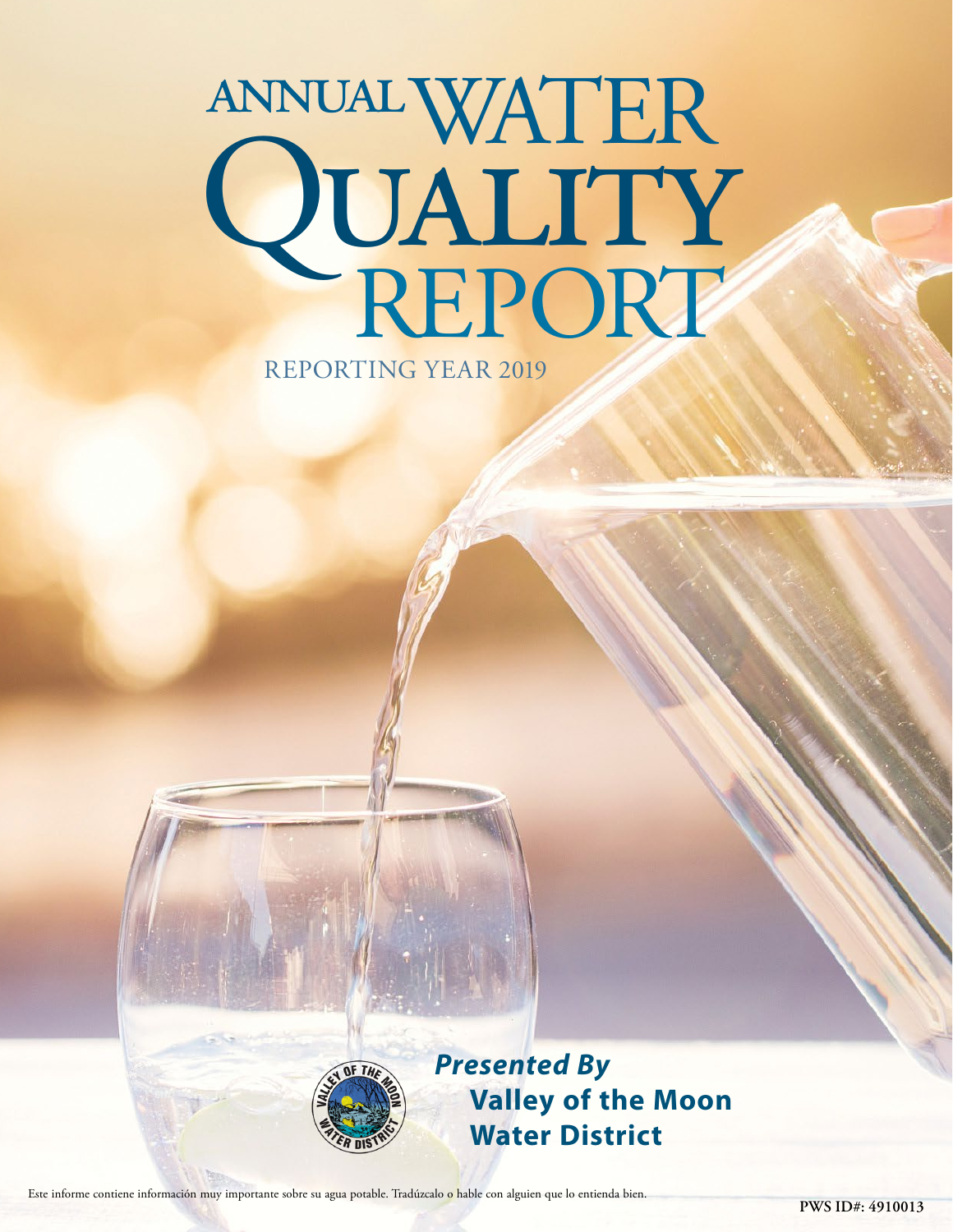# ANNUAL WATER QUALITY REPORT

REPORTING YEAR 2019

*Presented By*

**Valley of the Moon Water District**

Este informe contiene información muy importante sobre su agua potable. Tradúzcalo o hable con alguien que lo entienda bien.

**PWS ID#: 4910013**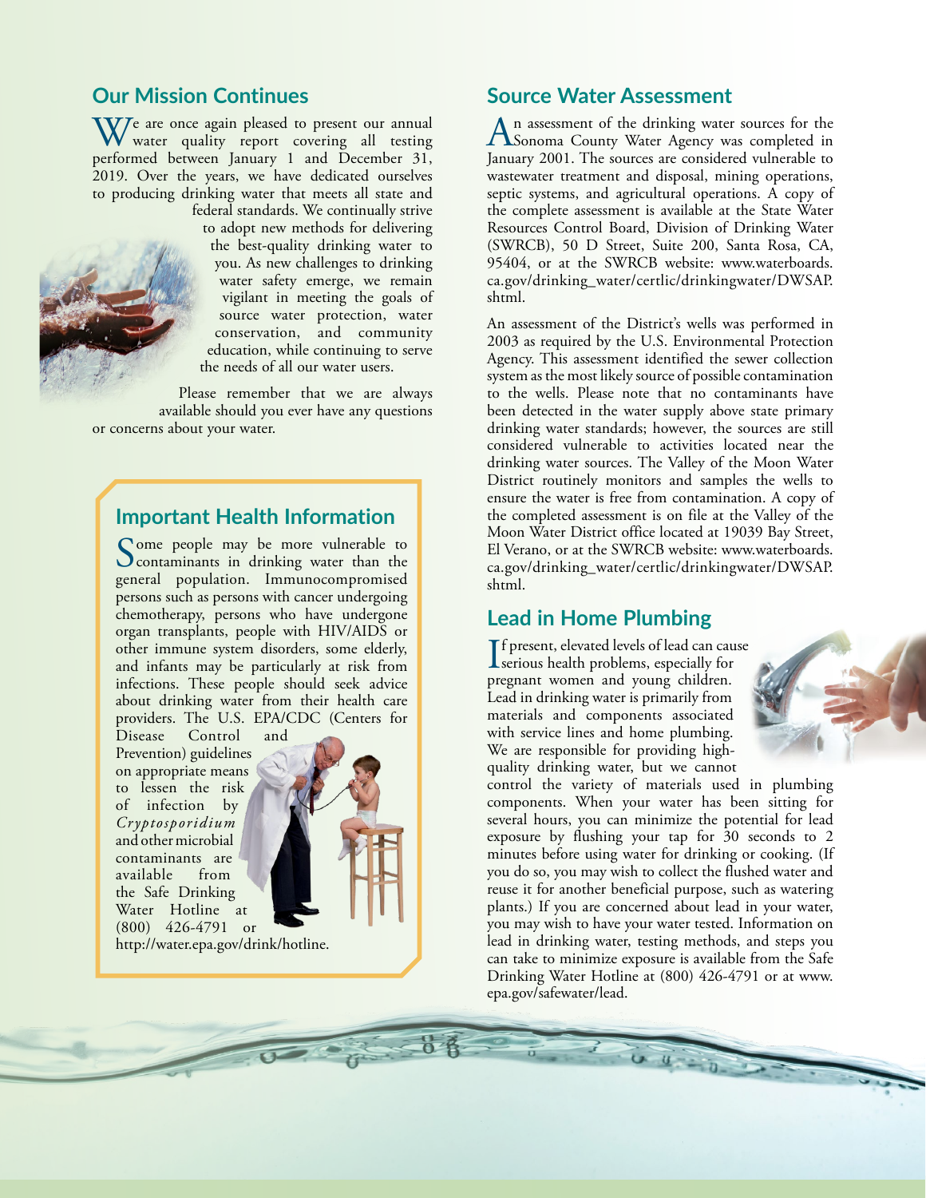## Our Mission Continues

We are once again pleased to present our annual water quality report covering all testing performed between January 1 and December 31, 2019. Over the years, we have dedicated ourselves to producing drinking water that meets all state and federal standards. We continually strive to adopt new methods for delivering the best-quality drinking water to you. As new challenges to drinking water safety emerge, we remain vigilant in meeting the goals of source water protection, water conservation, and community education, while continuing to serve the needs of all our water users.

Please remember that we are always available should you ever have any questions or concerns about your water.

## Important Health Information

Some people may be more vulnerable to contaminants in drinking water than the general population. Immunocompromised persons such as persons with cancer undergoing chemotherapy, persons who have undergone organ transplants, people with HIV/AIDS or other immune system disorders, some elderly, and infants may be particularly at risk from infections. These people should seek advice about drinking water from their health care providers. The U.S. EPA/CDC (Centers for Disease Control and Prevention) guidelines on appropriate means to lessen the risk of infection by *Cryptosporidium* and other microbial contaminants are available from the Safe Drinking Water Hotline at (800) 426-4791 or http://water.epa.gov/drink/hotline.

## Source Water Assessment

An assessment of the drinking water sources for the Sonoma County Water Agency was completed in January 2001. The sources are considered vulnerable to wastewater treatment and disposal, mining operations, septic systems, and agricultural operations. A copy of the complete assessment is available at the State Water Resources Control Board, Division of Drinking Water (SWRCB), 50 D Street, Suite 200, Santa Rosa, CA, 95404, or at the SWRCB website: www.waterboards.ca.gov/drinking_water/certlic/drinkingwater/DWSAP.shtml.

An assessment of the District's wells was performed in 2003 as required by the U.S. Environmental Protection Agency. This assessment identified the sewer collection system as the most likely source of possible contamination to the wells. Please note that no contaminants have been detected in the water supply above state primary drinking water standards; however, the sources are still considered vulnerable to activities located near the drinking water sources. The Valley of the Moon Water District routinely monitors and samples the wells to ensure the water is free from contamination. A copy of the completed assessment is on file at the Valley of the Moon Water District office located at 19039 Bay Street, El Verano, or at the SWRCB website: www.waterboards.ca.gov/drinking_water/certlic/drinkingwater/DWSAP.shtml.

## Lead in Home Plumbing

If present, elevated levels of lead can cause serious health problems, especially for pregnant women and young children. Lead in drinking water is primarily from materials and components associated with service lines and home plumbing. We are responsible for providing high-quality drinking water, but we cannot control the variety of materials used in plumbing components. When your water has been sitting for several hours, you can minimize the potential for lead exposure by flushing your tap for 30 seconds to 2 minutes before using water for drinking or cooking. (If you do so, you may wish to collect the flushed water and reuse it for another beneficial purpose, such as watering plants.) If you are concerned about lead in your water, you may wish to have your water tested. Information on lead in drinking water, testing methods, and steps you can take to minimize exposure is available from the Safe Drinking Water Hotline at (800) 426-4791 or at www.epa.gov/safewater/lead.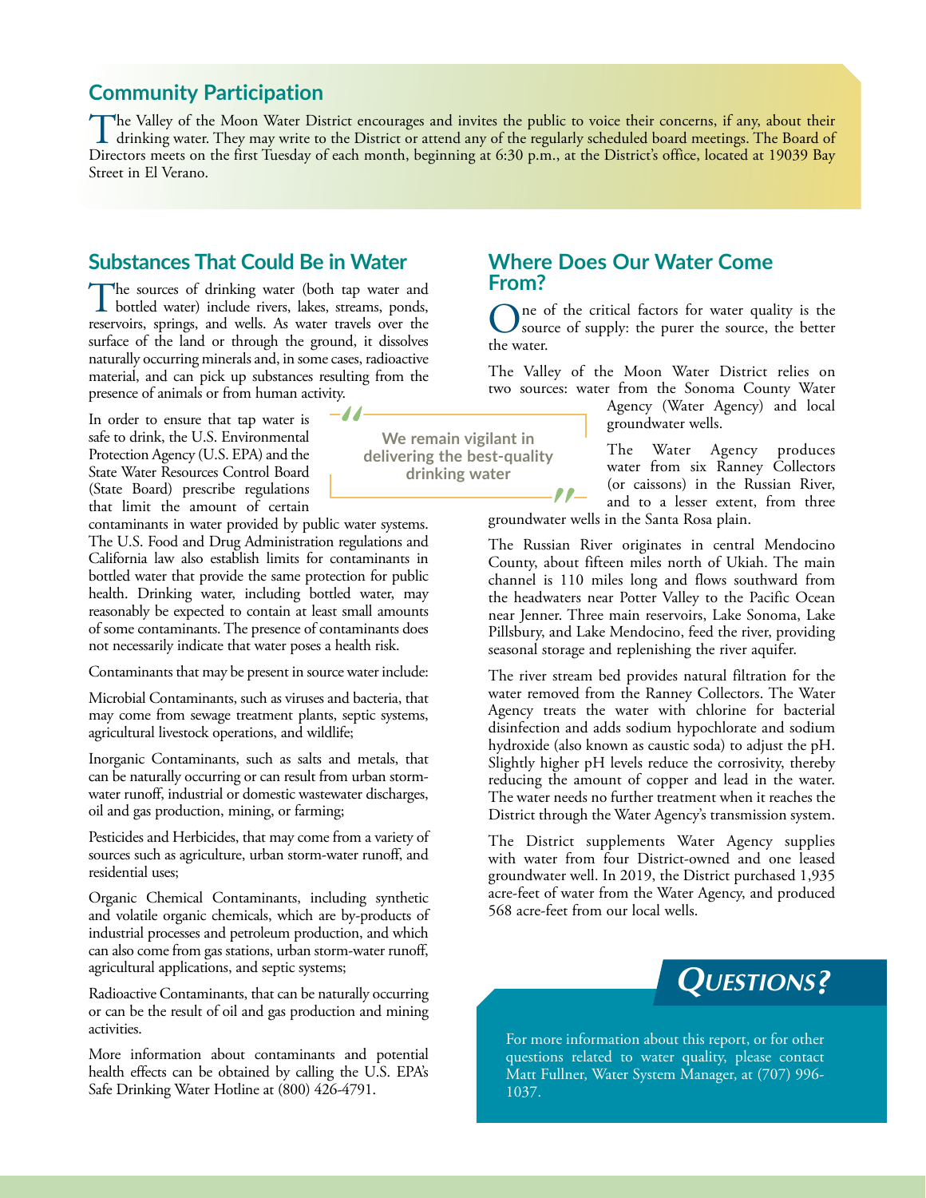## Community Participation

The Valley of the Moon Water District encourages and invites the public to voice their concerns, if any, about their drinking water. They may write to the District or attend any of the regularly scheduled board meetings. The Board of Directors meets on the first Tuesday of each month, beginning at 6:30 p.m., at the District's office, located at 19039 Bay Street in El Verano.

## Substances That Could Be in Water

The sources of drinking water (both tap water and bottled water) include rivers, lakes, streams, ponds, reservoirs, springs, and wells. As water travels over the surface of the land or through the ground, it dissolves naturally occurring minerals and, in some cases, radioactive material, and can pick up substances resulting from the presence of animals or from human activity.

In order to ensure that tap water is safe to drink, the U.S. Environmental Protection Agency (U.S. EPA) and the State Water Resources Control Board (State Board) prescribe regulations that limit the amount of certain contaminants in water provided by public water systems. The U.S. Food and Drug Administration regulations and California law also establish limits for contaminants in bottled water that provide the same protection for public health. Drinking water, including bottled water, may reasonably be expected to contain at least small amounts of some contaminants. The presence of contaminants does not necessarily indicate that water poses a health risk.

Contaminants that may be present in source water include:

Microbial Contaminants, such as viruses and bacteria, that may come from sewage treatment plants, septic systems, agricultural livestock operations, and wildlife;

Inorganic Contaminants, such as salts and metals, that can be naturally occurring or can result from urban storm-water runoff, industrial or domestic wastewater discharges, oil and gas production, mining, or farming;

Pesticides and Herbicides, that may come from a variety of sources such as agriculture, urban storm-water runoff, and residential uses;

Organic Chemical Contaminants, including synthetic and volatile organic chemicals, which are by-products of industrial processes and petroleum production, and which can also come from gas stations, urban storm-water runoff, agricultural applications, and septic systems;

Radioactive Contaminants, that can be naturally occurring or can be the result of oil and gas production and mining activities.

More information about contaminants and potential health effects can be obtained by calling the U.S. EPA's Safe Drinking Water Hotline at (800) 426-4791.

> "We remain vigilant in delivering the best-quality drinking water"

## Where Does Our Water Come From?

One of the critical factors for water quality is the source of supply: the purer the source, the better the water.

The Valley of the Moon Water District relies on two sources: water from the Sonoma County Water Agency (Water Agency) and local groundwater wells.

The Water Agency produces water from six Ranney Collectors (or caissons) in the Russian River, and to a lesser extent, from three groundwater wells in the Santa Rosa plain.

The Russian River originates in central Mendocino County, about fifteen miles north of Ukiah. The main channel is 110 miles long and flows southward from the headwaters near Potter Valley to the Pacific Ocean near Jenner. Three main reservoirs, Lake Sonoma, Lake Pillsbury, and Lake Mendocino, feed the river, providing seasonal storage and replenishing the river aquifer.

The river stream bed provides natural filtration for the water removed from the Ranney Collectors. The Water Agency treats the water with chlorine for bacterial disinfection and adds sodium hypochlorate and sodium hydroxide (also known as caustic soda) to adjust the pH. Slightly higher pH levels reduce the corrosivity, thereby reducing the amount of copper and lead in the water. The water needs no further treatment when it reaches the District through the Water Agency's transmission system.

The District supplements Water Agency supplies with water from four District-owned and one leased groundwater well. In 2019, the District purchased 1,935 acre-feet of water from the Water Agency, and produced 568 acre-feet from our local wells.

## Questions?

For more information about this report, or for other questions related to water quality, please contact Matt Fullner, Water System Manager, at (707) 996-1037.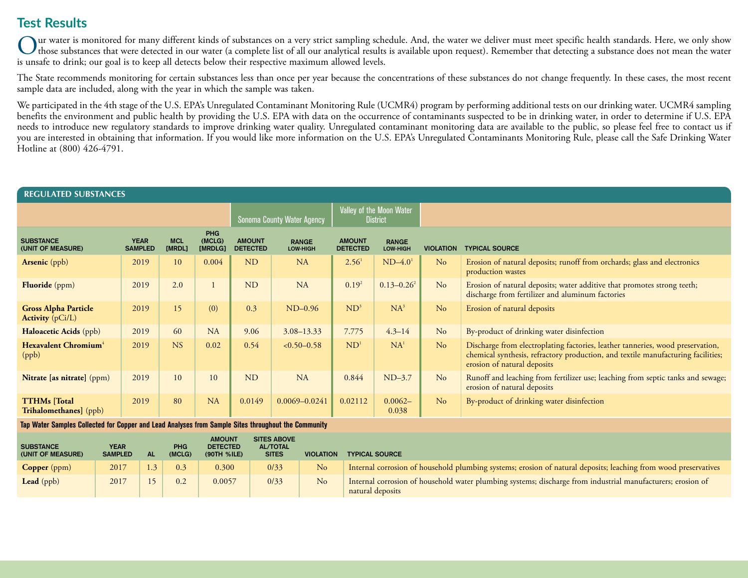## Test Results

Our water is monitored for many different kinds of substances on a very strict sampling schedule. And, the water we deliver must meet specific health standards. Here, we only show those substances that were detected in our water (a complete list of all our analytical results is available upon request). Remember that detecting a substance does not mean the water is unsafe to drink; our goal is to keep all detects below their respective maximum allowed levels.

The State recommends monitoring for certain substances less than once per year because the concentrations of these substances do not change frequently. In these cases, the most recent sample data are included, along with the year in which the sample was taken.

We participated in the 4th stage of the U.S. EPA's Unregulated Contaminant Monitoring Rule (UCMR4) program by performing additional tests on our drinking water. UCMR4 sampling benefits the environment and public health by providing the U.S. EPA with data on the occurrence of contaminants suspected to be in drinking water, in order to determine if U.S. EPA needs to introduce new regulatory standards to improve drinking water quality. Unregulated contaminant monitoring data are available to the public, so please feel free to contact us if you are interested in obtaining that information. If you would like more information on the U.S. EPA's Unregulated Contaminants Monitoring Rule, please call the Safe Drinking Water Hotline at (800) 426-4791.

### REGULATED SUBSTANCES

| | | | | Sonoma County Water Agency | | Valley of the Moon Water District | | | |
|---|---|---|---|---|---|---|---|---|---|
| SUBSTANCE (UNIT OF MEASURE) | YEAR SAMPLED | MCL [MRDL] | PHG (MCLG) [MRDLG] | AMOUNT DETECTED | RANGE LOW-HIGH | AMOUNT DETECTED | RANGE LOW-HIGH | VIOLATION | TYPICAL SOURCE |
| **Arsenic** (ppb) | 2019 | 10 | 0.004 | ND | NA | 2.56[1] | ND–4.0[1] | No | Erosion of natural deposits; runoff from orchards; glass and electronics production wastes |
| **Fluoride** (ppm) | 2019 | 2.0 | 1 | ND | NA | 0.19[2] | 0.13–0.26[2] | No | Erosion of natural deposits; water additive that promotes strong teeth; discharge from fertilizer and aluminum factories |
| **Gross Alpha Particle Activity** (pCi/L) | 2019 | 15 | (0) | 0.3 | ND–0.96 | ND[3] | NA[3] | No | Erosion of natural deposits |
| **Haloacetic Acids** (ppb) | 2019 | 60 | NA | 9.06 | 3.08–13.33 | 7.775 | 4.3–14 | No | By-product of drinking water disinfection |
| **Hexavalent Chromium**[4] (ppb) | 2019 | NS | 0.02 | 0.54 | <0.50–0.58 | ND[1] | NA[1] | No | Discharge from electroplating factories, leather tanneries, wood preservation, chemical synthesis, refractory production, and textile manufacturing facilities; erosion of natural deposits |
| **Nitrate [as nitrate]** (ppm) | 2019 | 10 | 10 | ND | NA | 0.844 | ND–3.7 | No | Runoff and leaching from fertilizer use; leaching from septic tanks and sewage; erosion of natural deposits |
| **TTHMs [Total Trihalomethanes]** (ppb) | 2019 | 80 | NA | 0.0149 | 0.0069–0.0241 | 0.02112 | 0.0062–0.038 | No | By-product of drinking water disinfection |

**Tap Water Samples Collected for Copper and Lead Analyses from Sample Sites throughout the Community**

| SUBSTANCE (UNIT OF MEASURE) | YEAR SAMPLED | AL | PHG (MCLG) | AMOUNT DETECTED (90TH %ILE) | SITES ABOVE AL/TOTAL SITES | VIOLATION | TYPICAL SOURCE |
|---|---|---|---|---|---|---|---|
| **Copper** (ppm) | 2017 | 1.3 | 0.3 | 0.300 | 0/33 | No | Internal corrosion of household plumbing systems; erosion of natural deposits; leaching from wood preservatives |
| **Lead** (ppb) | 2017 | 15 | 0.2 | 0.0057 | 0/33 | No | Internal corrosion of household water plumbing systems; discharge from industrial manufacturers; erosion of natural deposits |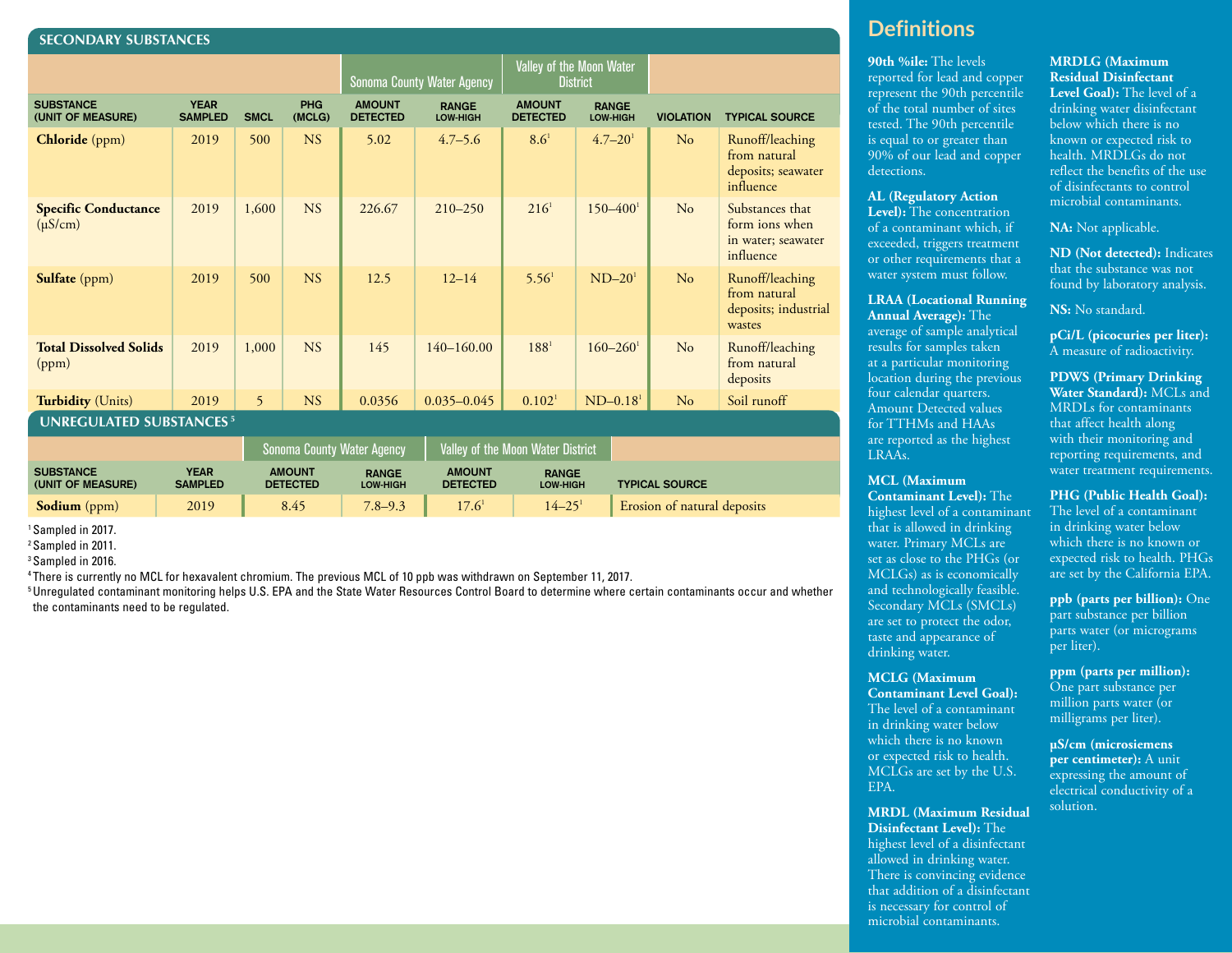## SECONDARY SUBSTANCES

| | | | | Sonoma County Water Agency | | Valley of the Moon Water District | | | |
|---|---|---|---|---|---|---|---|---|---|
| SUBSTANCE (UNIT OF MEASURE) | YEAR SAMPLED | SMCL | PHG (MCLG) | AMOUNT DETECTED | RANGE LOW-HIGH | AMOUNT DETECTED | RANGE LOW-HIGH | VIOLATION | TYPICAL SOURCE |
| **Chloride** (ppm) | 2019 | 500 | NS | 5.02 | 4.7–5.6 | 8.6[1] | 4.7–20[1] | No | Runoff/leaching from natural deposits; seawater influence |
| **Specific Conductance** (µS/cm) | 2019 | 1,600 | NS | 226.67 | 210–250 | 216[1] | 150–400[1] | No | Substances that form ions when in water; seawater influence |
| **Sulfate** (ppm) | 2019 | 500 | NS | 12.5 | 12–14 | 5.56[1] | ND–20[1] | No | Runoff/leaching from natural deposits; industrial wastes |
| **Total Dissolved Solids** (ppm) | 2019 | 1,000 | NS | 145 | 140–160.00 | 188[1] | 160–260[1] | No | Runoff/leaching from natural deposits |
| **Turbidity** (Units) | 2019 | 5 | NS | 0.0356 | 0.035–0.045 | 0.102[1] | ND–0.18[1] | No | Soil runoff |

## UNREGULATED SUBSTANCES [5]

| | | Sonoma County Water Agency | | Valley of the Moon Water District | | |
|---|---|---|---|---|---|---|
| SUBSTANCE (UNIT OF MEASURE) | YEAR SAMPLED | AMOUNT DETECTED | RANGE LOW-HIGH | AMOUNT DETECTED | RANGE LOW-HIGH | TYPICAL SOURCE |
| **Sodium** (ppm) | 2019 | 8.45 | 7.8–9.3 | 17.6[1] | 14–25[1] | Erosion of natural deposits |

[1] Sampled in 2017.
[2] Sampled in 2011.
[3] Sampled in 2016.
[4] There is currently no MCL for hexavalent chromium. The previous MCL of 10 ppb was withdrawn on September 11, 2017.
[5] Unregulated contaminant monitoring helps U.S. EPA and the State Water Resources Control Board to determine where certain contaminants occur and whether the contaminants need to be regulated.

## Definitions

**90th %ile:** The levels reported for lead and copper represent the 90th percentile of the total number of sites tested. The 90th percentile is equal to or greater than 90% of our lead and copper detections.

**AL (Regulatory Action Level):** The concentration of a contaminant which, if exceeded, triggers treatment or other requirements that a water system must follow.

**LRAA (Locational Running Annual Average):** The average of sample analytical results for samples taken at a particular monitoring location during the previous four calendar quarters. Amount Detected values for TTHMs and HAAs are reported as the highest LRAAs.

**MCL (Maximum Contaminant Level):** The highest level of a contaminant that is allowed in drinking water. Primary MCLs are set as close to the PHGs (or MCLGs) as is economically and technologically feasible. Secondary MCLs (SMCLs) are set to protect the odor, taste and appearance of drinking water.

**MCLG (Maximum Contaminant Level Goal):** The level of a contaminant in drinking water below which there is no known or expected risk to health. MCLGs are set by the U.S. EPA.

**MRDL (Maximum Residual Disinfectant Level):** The highest level of a disinfectant allowed in drinking water. There is convincing evidence that addition of a disinfectant is necessary for control of microbial contaminants.

**MRDLG (Maximum Residual Disinfectant Level Goal):** The level of a drinking water disinfectant below which there is no known or expected risk to health. MRDLGs do not reflect the benefits of the use of disinfectants to control microbial contaminants.

**NA:** Not applicable.

**ND (Not detected):** Indicates that the substance was not found by laboratory analysis.

**NS:** No standard.

**pCi/L (picocuries per liter):** A measure of radioactivity.

**PDWS (Primary Drinking Water Standard):** MCLs and MRDLs for contaminants that affect health along with their monitoring and reporting requirements, and water treatment requirements.

**PHG (Public Health Goal):** The level of a contaminant in drinking water below which there is no known or expected risk to health. PHGs are set by the California EPA.

**ppb (parts per billion):** One part substance per billion parts water (or micrograms per liter).

**ppm (parts per million):** One part substance per million parts water (or milligrams per liter).

**µS/cm (microsiemens per centimeter):** A unit expressing the amount of electrical conductivity of a solution.